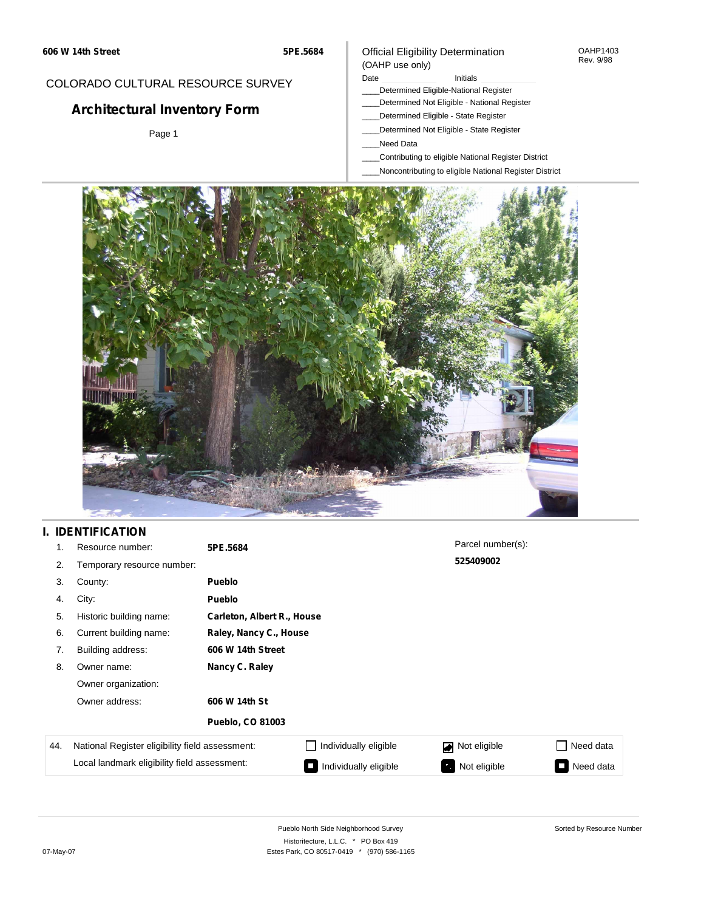606 W 14th Street **5PE.5684**

COLORADO CULTURAL RESOURCE SURVEY

# Architectural Inventory Form

Official Eligibility Determination
(OAHP use only)

OAHP1403
Rev. 9/98

Date ____________ Initials ____________

____Determined Eligible-National Register
____Determined Not Eligible - National Register
____Determined Eligible - State Register
____Determined Not Eligible - State Register
____Need Data
____Contributing to eligible National Register District
____Noncontributing to eligible National Register District

## I. IDENTIFICATION

1. Resource number: **5PE.5684**
2. Temporary resource number:
3. County: **Pueblo**
4. City: **Pueblo**
5. Historic building name: **Carleton, Albert R., House**
6. Current building name: **Raley, Nancy C., House**
7. Building address: **606 W 14th Street**
8. Owner name: **Nancy C. Raley**

   Owner organization:

   Owner address: **606 W 14th St**

   **Pueblo, CO 81003**

Parcel number(s): **525409002**

| 44. | | | | |
|---|---|---|---|---|
| National Register eligibility field assessment: | ☐ Individually eligible | ☑ Not eligible | ☐ Need data |
| Local landmark eligibility field assessment: | ■ Individually eligible | ■ Not eligible | ■ Need data |

Pueblo North Side Neighborhood Survey
Historitecture, L.L.C. * PO Box 419
Estes Park, CO 80517-0419 * (970) 586-1165

Sorted by Resource Number

07-May-07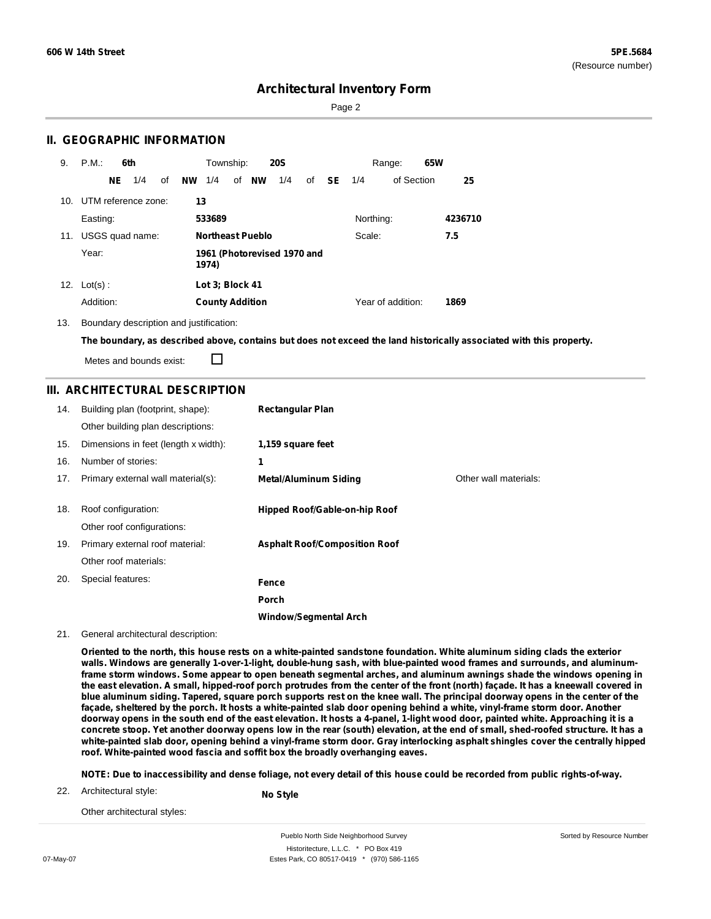## II. GEOGRAPHIC INFORMATION

9. P.M.: **6th** Township: **20S** Range: **65W**

**NE** 1/4 of **NW** 1/4 of **NW** 1/4 of **SE** 1/4 of Section **25**

10. UTM reference zone: **13**

Easting: **533689** Northing: **4236710**

11. USGS quad name: **Northeast Pueblo** Scale: **7.5**

Year: **1961 (Photorevised 1970 and 1974)**

12. Lot(s) : **Lot 3; Block 41**

Addition: **County Addition** Year of addition: **1869**

13. Boundary description and justification:

**The boundary, as described above, contains but does not exceed the land historically associated with this property.**

Metes and bounds exist: ☐

## III. ARCHITECTURAL DESCRIPTION

14. Building plan (footprint, shape): **Rectangular Plan**

Other building plan descriptions:

15. Dimensions in feet (length x width): **1,159 square feet**

16. Number of stories: **1**

17. Primary external wall material(s): **Metal/Aluminum Siding** Other wall materials:

18. Roof configuration: **Hipped Roof/Gable-on-hip Roof**

Other roof configurations:

19. Primary external roof material: **Asphalt Roof/Composition Roof**

Other roof materials:

20. Special features: **Fence**

**Porch**

**Window/Segmental Arch**

21. General architectural description:

**Oriented to the north, this house rests on a white-painted sandstone foundation. White aluminum siding clads the exterior walls. Windows are generally 1-over-1-light, double-hung sash, with blue-painted wood frames and surrounds, and aluminum-frame storm windows. Some appear to open beneath segmental arches, and aluminum awnings shade the windows opening in the east elevation. A small, hipped-roof porch protrudes from the center of the front (north) façade. It has a kneewall covered in blue aluminum siding. Tapered, square porch supports rest on the knee wall. The principal doorway opens in the center of the façade, sheltered by the porch. It hosts a white-painted slab door opening behind a white, vinyl-frame storm door. Another doorway opens in the south end of the east elevation. It hosts a 4-panel, 1-light wood door, painted white. Approaching it is a concrete stoop. Yet another doorway opens low in the rear (south) elevation, at the end of small, shed-roofed structure. It has a white-painted slab door, opening behind a vinyl-frame storm door. Gray interlocking asphalt shingles cover the centrally hipped roof. White-painted wood fascia and soffit box the broadly overhanging eaves.**

**NOTE: Due to inaccessibility and dense foliage, not every detail of this house could be recorded from public rights-of-way.**

22. Architectural style: **No Style**

Other architectural styles: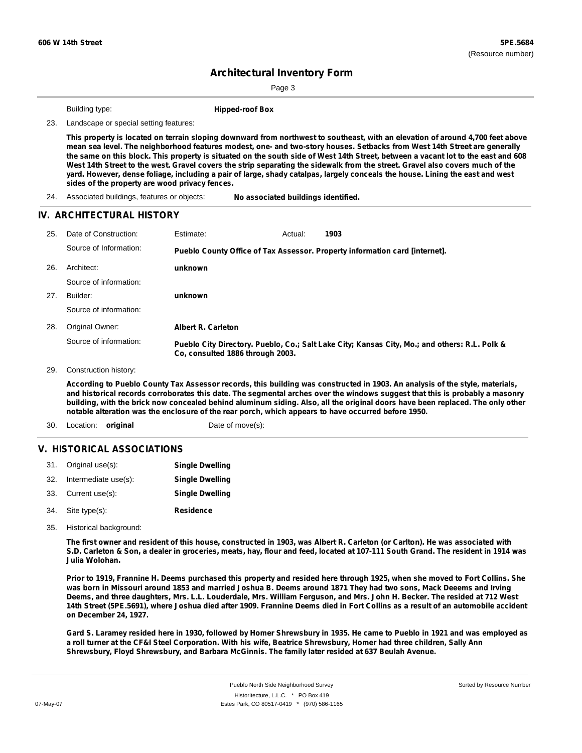Building type: **Hipped-roof Box**

23. Landscape or special setting features:

**This property is located on terrain sloping downward from northwest to southeast, with an elevation of around 4,700 feet above mean sea level. The neighborhood features modest, one- and two-story houses. Setbacks from West 14th Street are generally the same on this block. This property is situated on the south side of West 14th Street, between a vacant lot to the east and 608 West 14th Street to the west. Gravel covers the strip separating the sidewalk from the street. Gravel also covers much of the yard. However, dense foliage, including a pair of large, shady catalpas, largely conceals the house. Lining the east and west sides of the property are wood privacy fences.**

24. Associated buildings, features or objects: **No associated buildings identified.**

## IV. ARCHITECTURAL HISTORY

25. Date of Construction: Estimate: Actual: **1903**

Source of Information: **Pueblo County Office of Tax Assessor. Property information card [internet].**

26. Architect: **unknown**

Source of information:

27. Builder: **unknown**

Source of information:

28. Original Owner: **Albert R. Carleton**

Source of information: **Pueblo City Directory. Pueblo, Co.; Salt Lake City; Kansas City, Mo.; and others: R.L. Polk & Co, consulted 1886 through 2003.**

29. Construction history:

**According to Pueblo County Tax Assessor records, this building was constructed in 1903. An analysis of the style, materials, and historical records corroborates this date. The segmental arches over the windows suggest that this is probably a masonry building, with the brick now concealed behind aluminum siding. Also, all the original doors have been replaced. The only other notable alteration was the enclosure of the rear porch, which appears to have occurred before 1950.**

30. Location: **original** Date of move(s):

## V. HISTORICAL ASSOCIATIONS

31. Original use(s): **Single Dwelling**

32. Intermediate use(s): **Single Dwelling**

33. Current use(s): **Single Dwelling**

34. Site type(s): **Residence**

35. Historical background:

**The first owner and resident of this house, constructed in 1903, was Albert R. Carleton (or Carlton). He was associated with S.D. Carleton & Son, a dealer in groceries, meats, hay, flour and feed, located at 107-111 South Grand. The resident in 1914 was Julia Wolohan.**

**Prior to 1919, Frannine H. Deems purchased this property and resided here through 1925, when she moved to Fort Collins. She was born in Missouri around 1853 and married Joshua B. Deems around 1871 They had two sons, Mack Deeems and Irving Deems, and three daughters, Mrs. L.L. Louderdale, Mrs. William Ferguson, and Mrs. John H. Becker. The resided at 712 West 14th Street (5PE.5691), where Joshua died after 1909. Frannine Deems died in Fort Collins as a result of an automobile accident on December 24, 1927.**

**Gard S. Laramey resided here in 1930, followed by Homer Shrewsbury in 1935. He came to Pueblo in 1921 and was employed as a roll turner at the CF&I Steel Corporation. With his wife, Beatrice Shrewsbury, Homer had three children, Sally Ann Shrewsbury, Floyd Shrewsbury, and Barbara McGinnis. The family later resided at 637 Beulah Avenue.**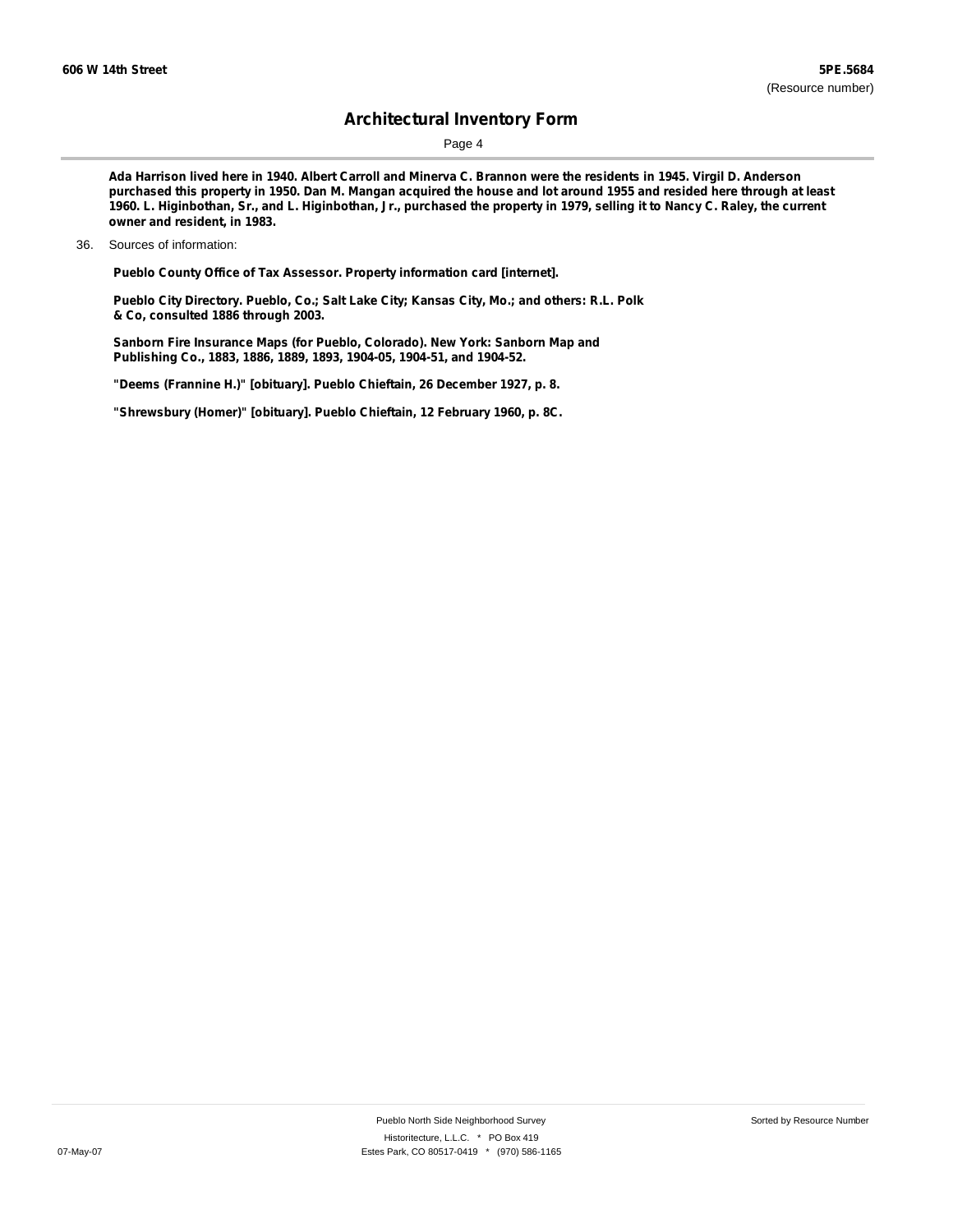Ada Harrison lived here in 1940. Albert Carroll and Minerva C. Brannon were the residents in 1945. Virgil D. Anderson purchased this property in 1950. Dan M. Mangan acquired the house and lot around 1955 and resided here through at least 1960. L. Higinbothan, Sr., and L. Higinbothan, Jr., purchased the property in 1979, selling it to Nancy C. Raley, the current owner and resident, in 1983.

36. Sources of information:

Pueblo County Office of Tax Assessor. Property information card [internet].

Pueblo City Directory. Pueblo, Co.; Salt Lake City; Kansas City, Mo.; and others: R.L. Polk & Co, consulted 1886 through 2003.

Sanborn Fire Insurance Maps (for Pueblo, Colorado). New York: Sanborn Map and Publishing Co., 1883, 1886, 1889, 1893, 1904-05, 1904-51, and 1904-52.

"Deems (Frannine H.)" [obituary]. Pueblo Chieftain, 26 December 1927, p. 8.

"Shrewsbury (Homer)" [obituary]. Pueblo Chieftain, 12 February 1960, p. 8C.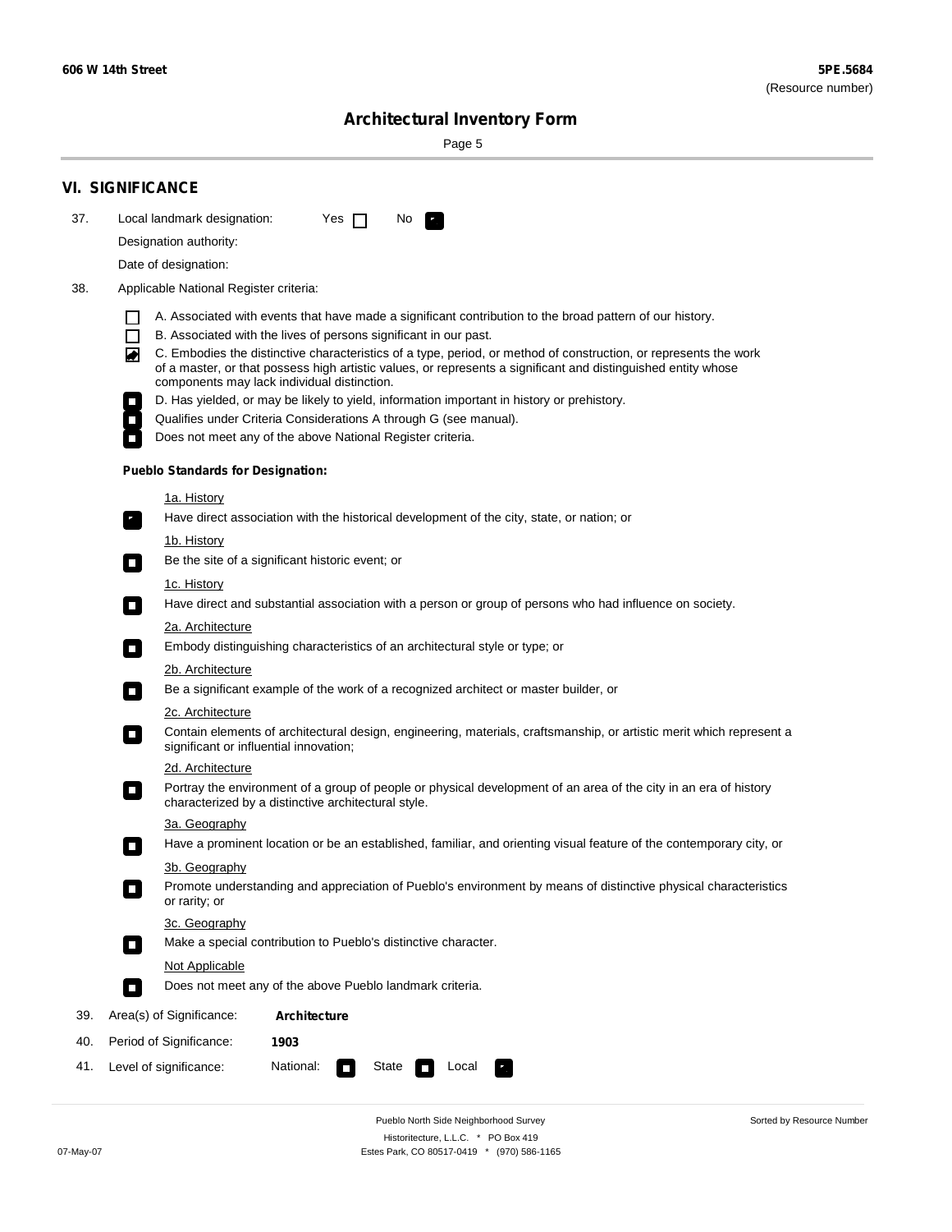606 W 14th Street

**5PE.5684**
(Resource number)

## Architectural Inventory Form

## VI. SIGNIFICANCE

37. Local landmark designation: Yes ☐ No ☒

Designation authority:

Date of designation:

38. Applicable National Register criteria:

- ☐ A. Associated with events that have made a significant contribution to the broad pattern of our history.
- ☐ B. Associated with the lives of persons significant in our past.
- ☒ C. Embodies the distinctive characteristics of a type, period, or method of construction, or represents the work of a master, or that possess high artistic values, or represents a significant and distinguished entity whose components may lack individual distinction.
- ☐ D. Has yielded, or may be likely to yield, information important in history or prehistory.
- ☐ Qualifies under Criteria Considerations A through G (see manual).
- ☐ Does not meet any of the above National Register criteria.

**Pueblo Standards for Designation:**

1a. History
- ☒ Have direct association with the historical development of the city, state, or nation; or

1b. History
- ☐ Be the site of a significant historic event; or

1c. History
- ☐ Have direct and substantial association with a person or group of persons who had influence on society.

2a. Architecture
- ☐ Embody distinguishing characteristics of an architectural style or type; or

2b. Architecture
- ☐ Be a significant example of the work of a recognized architect or master builder, or

2c. Architecture
- ☐ Contain elements of architectural design, engineering, materials, craftsmanship, or artistic merit which represent a significant or influential innovation;

2d. Architecture
- ☐ Portray the environment of a group of people or physical development of an area of the city in an era of history characterized by a distinctive architectural style.

3a. Geography
- ☐ Have a prominent location or be an established, familiar, and orienting visual feature of the contemporary city, or

3b. Geography
- ☐ Promote understanding and appreciation of Pueblo's environment by means of distinctive physical characteristics or rarity; or

3c. Geography
- ☐ Make a special contribution to Pueblo's distinctive character.

Not Applicable
- ☐ Does not meet any of the above Pueblo landmark criteria.

39. Area(s) of Significance: **Architecture**

40. Period of Significance: **1903**

41. Level of significance: National: ☐ State ☐ Local ☒

Pueblo North Side Neighborhood Survey
Historitecture, L.L.C. * PO Box 419
Estes Park, CO 80517-0419 * (970) 586-1165

Sorted by Resource Number

07-May-07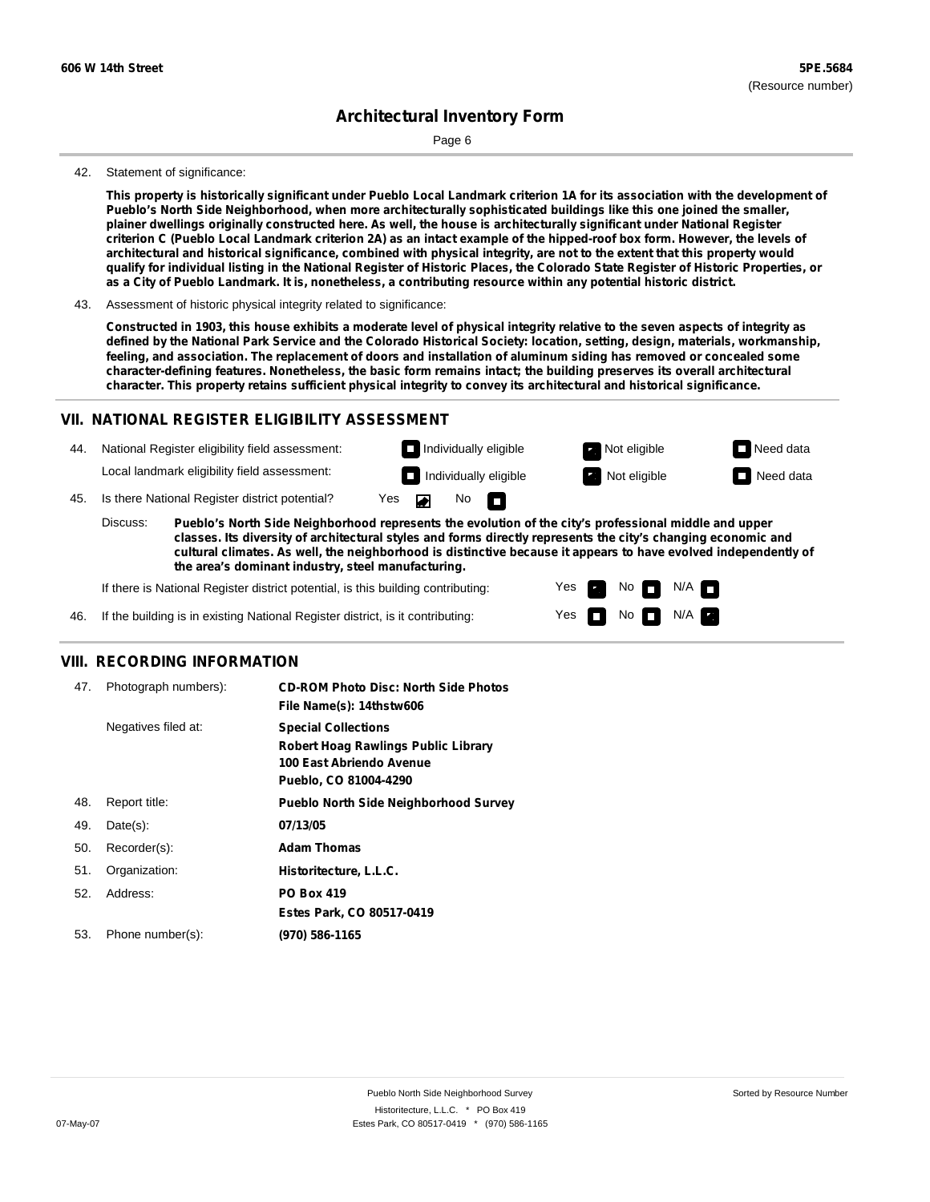606 W 14th Street

**5PE.5684**
(Resource number)

## Architectural Inventory Form

42. Statement of significance:

**This property is historically significant under Pueblo Local Landmark criterion 1A for its association with the development of Pueblo's North Side Neighborhood, when more architecturally sophisticated buildings like this one joined the smaller, plainer dwellings originally constructed here. As well, the house is architecturally significant under National Register criterion C (Pueblo Local Landmark criterion 2A) as an intact example of the hipped-roof box form. However, the levels of architectural and historical significance, combined with physical integrity, are not to the extent that this property would qualify for individual listing in the National Register of Historic Places, the Colorado State Register of Historic Properties, or as a City of Pueblo Landmark. It is, nonetheless, a contributing resource within any potential historic district.**

43. Assessment of historic physical integrity related to significance:

**Constructed in 1903, this house exhibits a moderate level of physical integrity relative to the seven aspects of integrity as defined by the National Park Service and the Colorado Historical Society: location, setting, design, materials, workmanship, feeling, and association. The replacement of doors and installation of aluminum siding has removed or concealed some character-defining features. Nonetheless, the basic form remains intact; the building preserves its overall architectural character. This property retains sufficient physical integrity to convey its architectural and historical significance.**

## VII. NATIONAL REGISTER ELIGIBILITY ASSESSMENT

44. National Register eligibility field assessment: ☐ Individually eligible ☒ Not eligible ☐ Need data

Local landmark eligibility field assessment: ☐ Individually eligible ☒ Not eligible ☐ Need data

45. Is there National Register district potential? Yes ☒ No ☐

Discuss: **Pueblo's North Side Neighborhood represents the evolution of the city's professional middle and upper classes. Its diversity of architectural styles and forms directly represents the city's changing economic and cultural climates. As well, the neighborhood is distinctive because it appears to have evolved independently of the area's dominant industry, steel manufacturing.**

If there is National Register district potential, is this building contributing: Yes ☒ No ☐ N/A ☐

46. If the building is in existing National Register district, is it contributing: Yes ☐ No ☐ N/A ☒

## VIII. RECORDING INFORMATION

47. Photograph numbers): **CD-ROM Photo Disc: North Side Photos**
**File Name(s): 14thstw606**

Negatives filed at: **Special Collections**
**Robert Hoag Rawlings Public Library**
**100 East Abriendo Avenue**
**Pueblo, CO 81004-4290**

48. Report title: **Pueblo North Side Neighborhood Survey**

49. Date(s): **07/13/05**

50. Recorder(s): **Adam Thomas**

51. Organization: **Historitecture, L.L.C.**

52. Address: **PO Box 419**
**Estes Park, CO 80517-0419**

53. Phone number(s): **(970) 586-1165**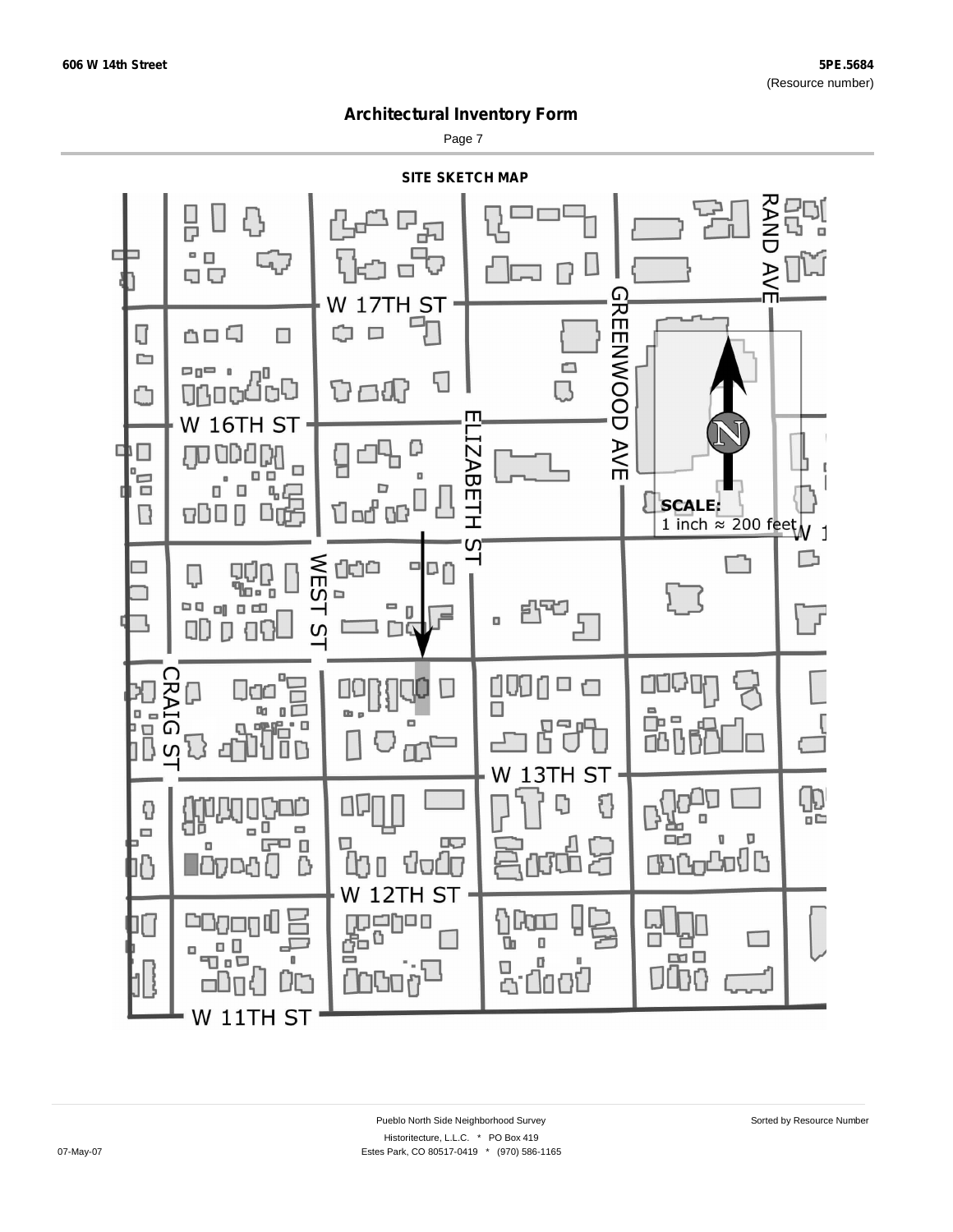# Architectural Inventory Form

## SITE SKETCH MAP

W 17TH ST

W 16TH ST

ELIZABETH ST

GREENWOOD AVE

RAND AVE

WEST ST

CRAIG ST

W 13TH ST

W 12TH ST

W 11TH ST

SCALE:
1 inch ≈ 200 feet

N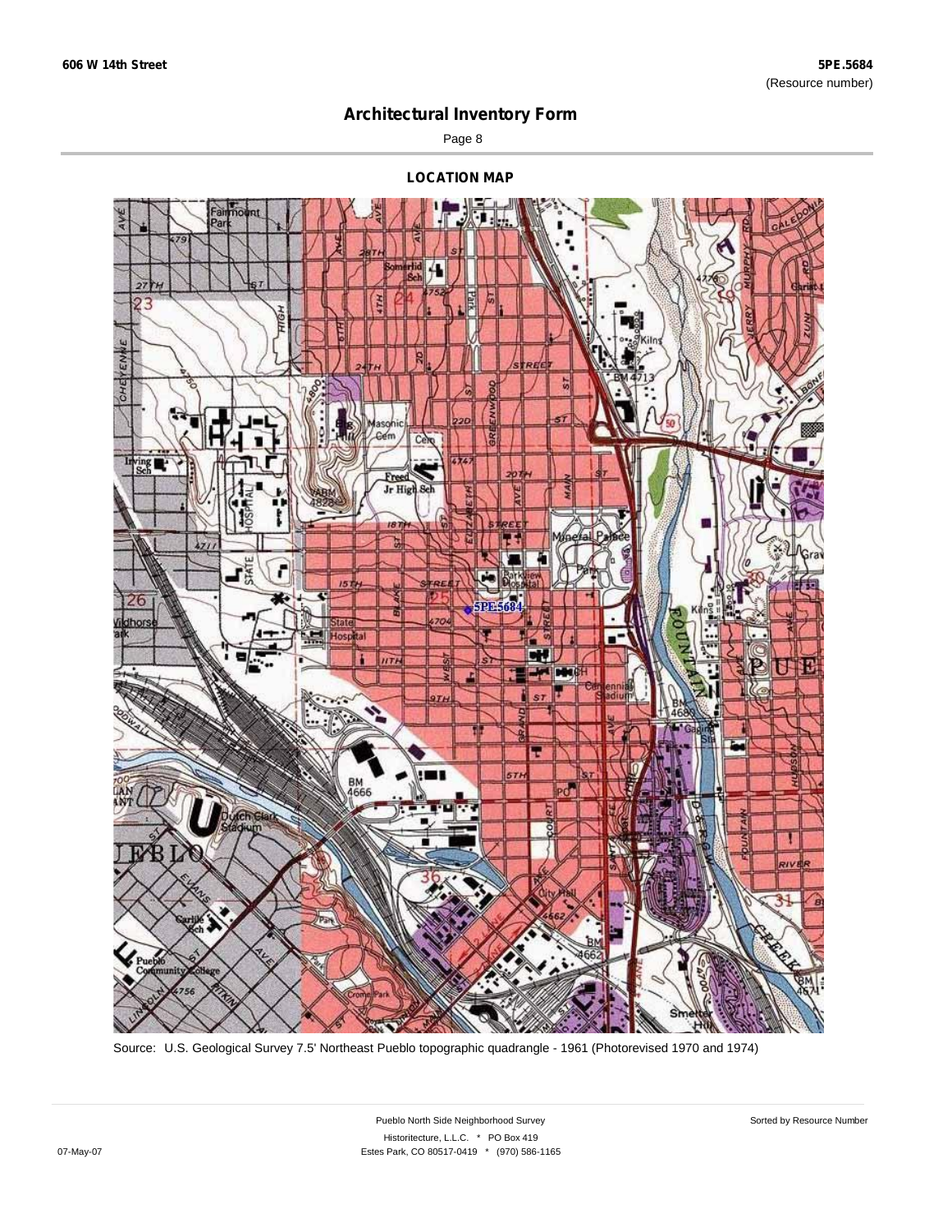## Architectural Inventory Form

### LOCATION MAP

Source: U.S. Geological Survey 7.5' Northeast Pueblo topographic quadrangle - 1961 (Photorevised 1970 and 1974)